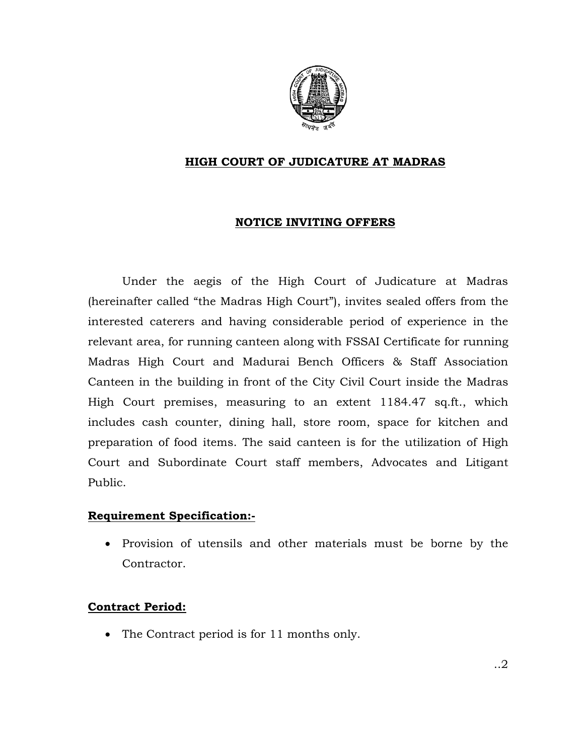# HIGH COURT OF JUDICATURE AT MADRAS

## NOTICE INVITING OFFERS

Under the aegis of the High Court of Judicature at Madras (hereinafter called "the Madras High Court"), invites sealed offers from the interested caterers and having considerable period of experience in the relevant area, for running canteen along with FSSAI Certificate for running Madras High Court and Madurai Bench Officers & Staff Association Canteen in the building in front of the City Civil Court inside the Madras High Court premises, measuring to an extent 1184.47 sq.ft., which includes cash counter, dining hall, store room, space for kitchen and preparation of food items. The said canteen is for the utilization of High Court and Subordinate Court staff members, Advocates and Litigant Public.

**Requirement Specification:-**

- Provision of utensils and other materials must be borne by the Contractor.

**Contract Period:**

- The Contract period is for 11 months only.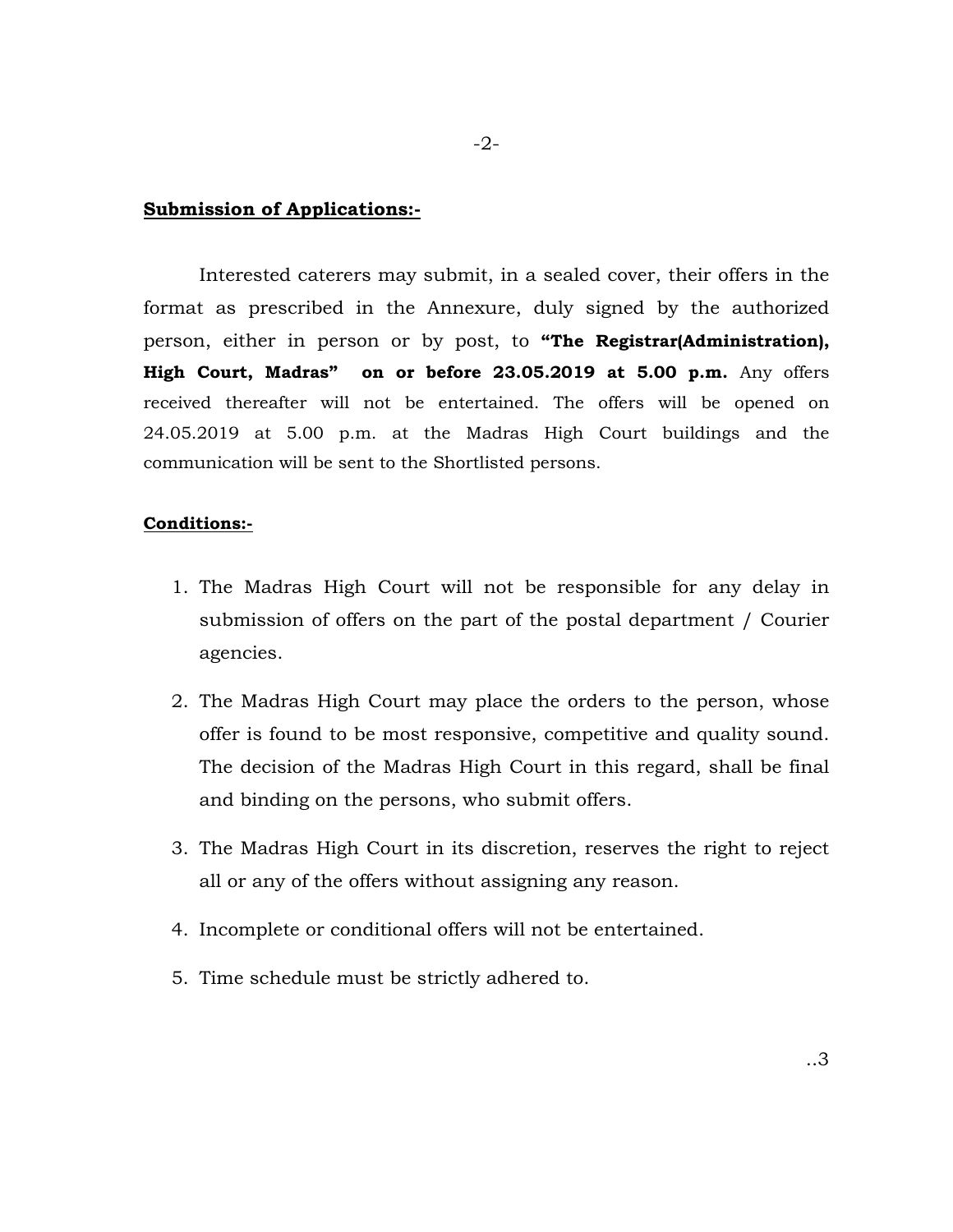**<u>Submission of Applications:-</u>**

Interested caterers may submit, in a sealed cover, their offers in the format as prescribed in the Annexure, duly signed by the authorized person, either in person or by post, to **"The Registrar(Administration), High Court, Madras" on or before 23.05.2019 at 5.00 p.m.** Any offers received thereafter will not be entertained. The offers will be opened on 24.05.2019 at 5.00 p.m. at the Madras High Court buildings and the communication will be sent to the Shortlisted persons.

**<u>Conditions:-</u>**

1. The Madras High Court will not be responsible for any delay in submission of offers on the part of the postal department / Courier agencies.
2. The Madras High Court may place the orders to the person, whose offer is found to be most responsive, competitive and quality sound. The decision of the Madras High Court in this regard, shall be final and binding on the persons, who submit offers.
3. The Madras High Court in its discretion, reserves the right to reject all or any of the offers without assigning any reason.
4. Incomplete or conditional offers will not be entertained.
5. Time schedule must be strictly adhered to.

..3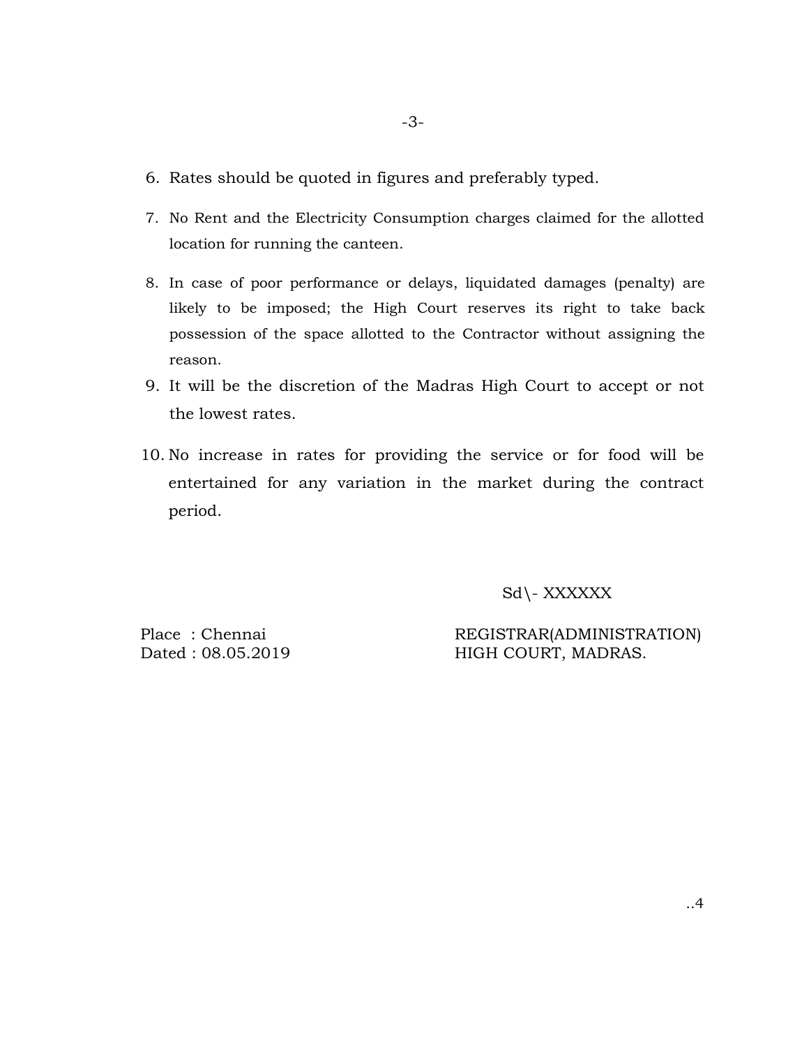6. Rates should be quoted in figures and preferably typed.
7. No Rent and the Electricity Consumption charges claimed for the allotted location for running the canteen.
8. In case of poor performance or delays, liquidated damages (penalty) are likely to be imposed; the High Court reserves its right to take back possession of the space allotted to the Contractor without assigning the reason.
9. It will be the discretion of the Madras High Court to accept or not the lowest rates.
10. No increase in rates for providing the service or for food will be entertained for any variation in the market during the contract period.

Sd\- XXXXXX

Place : Chennai
Dated : 08.05.2019

REGISTRAR(ADMINISTRATION)
HIGH COURT, MADRAS.

..4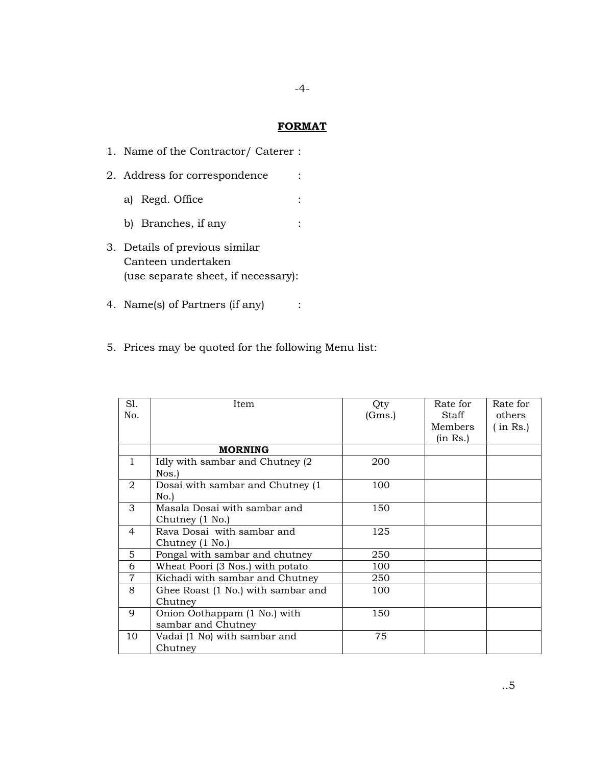## FORMAT

1. Name of the Contractor/ Caterer :
2. Address for correspondence :
   a) Regd. Office :
   b) Branches, if any :
3. Details of previous similar Canteen undertaken (use separate sheet, if necessary):
4. Name(s) of Partners (if any) :
5. Prices may be quoted for the following Menu list:

| Sl. No. | Item | Qty (Gms.) | Rate for Staff Members (in Rs.) | Rate for others ( in Rs.) |
|---|---|---|---|---|
| | **MORNING** | | | |
| 1 | Idly with sambar and Chutney (2 Nos.) | 200 | | |
| 2 | Dosai with sambar and Chutney (1 No.) | 100 | | |
| 3 | Masala Dosai with sambar and Chutney (1 No.) | 150 | | |
| 4 | Rava Dosai with sambar and Chutney (1 No.) | 125 | | |
| 5 | Pongal with sambar and chutney | 250 | | |
| 6 | Wheat Poori (3 Nos.) with potato | 100 | | |
| 7 | Kichadi with sambar and Chutney | 250 | | |
| 8 | Ghee Roast (1 No.) with sambar and Chutney | 100 | | |
| 9 | Onion Oothappam (1 No.) with sambar and Chutney | 150 | | |
| 10 | Vadai (1 No) with sambar and Chutney | 75 | | |

..5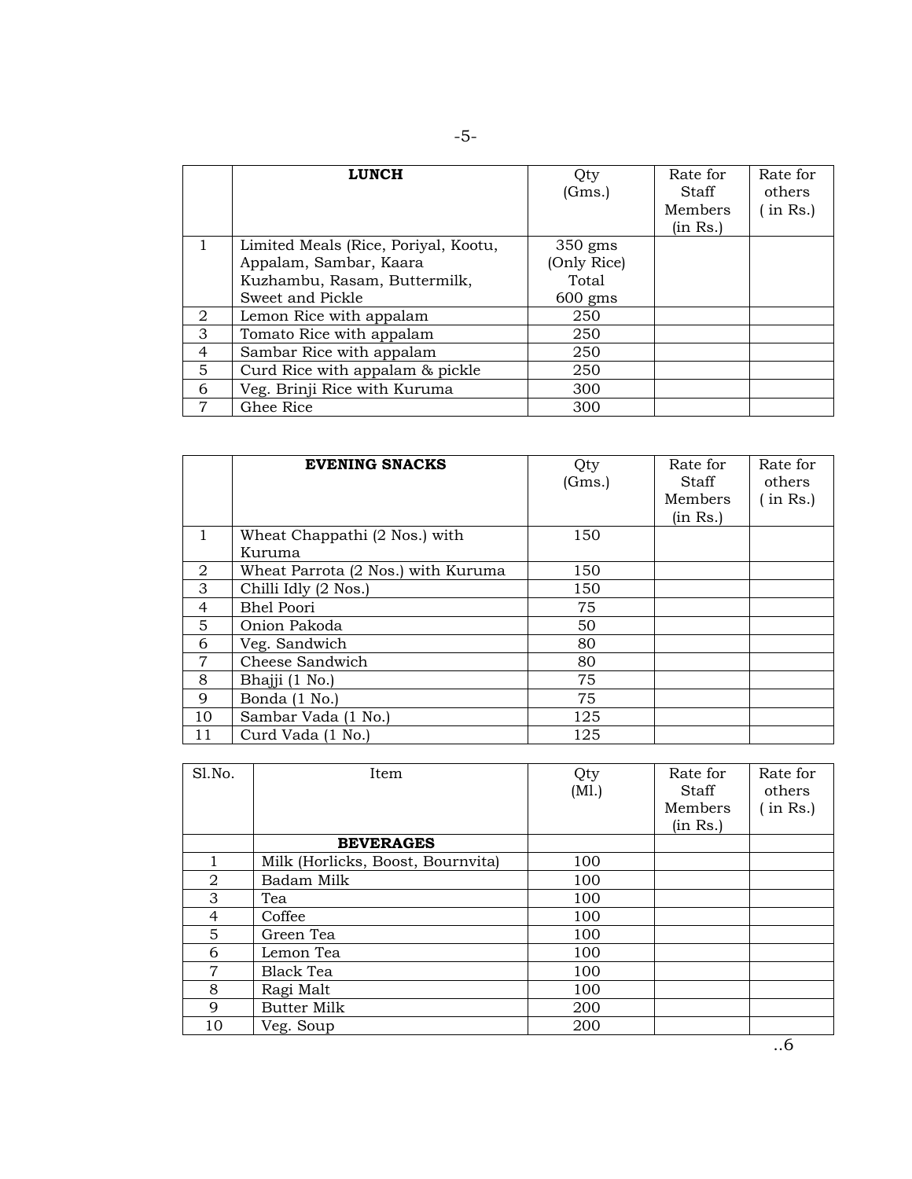| | LUNCH | Qty (Gms.) | Rate for Staff Members (in Rs.) | Rate for others ( in Rs.) |
|---|---|---|---|---|
| 1 | Limited Meals (Rice, Poriyal, Kootu, Appalam, Sambar, Kaara Kuzhambu, Rasam, Buttermilk, Sweet and Pickle | 350 gms (Only Rice) Total 600 gms | | |
| 2 | Lemon Rice with appalam | 250 | | |
| 3 | Tomato Rice with appalam | 250 | | |
| 4 | Sambar Rice with appalam | 250 | | |
| 5 | Curd Rice with appalam & pickle | 250 | | |
| 6 | Veg. Brinji Rice with Kuruma | 300 | | |
| 7 | Ghee Rice | 300 | | |

| | EVENING SNACKS | Qty (Gms.) | Rate for Staff Members (in Rs.) | Rate for others ( in Rs.) |
|---|---|---|---|---|
| 1 | Wheat Chappathi (2 Nos.) with Kuruma | 150 | | |
| 2 | Wheat Parrota (2 Nos.) with Kuruma | 150 | | |
| 3 | Chilli Idly (2 Nos.) | 150 | | |
| 4 | Bhel Poori | 75 | | |
| 5 | Onion Pakoda | 50 | | |
| 6 | Veg. Sandwich | 80 | | |
| 7 | Cheese Sandwich | 80 | | |
| 8 | Bhajji (1 No.) | 75 | | |
| 9 | Bonda (1 No.) | 75 | | |
| 10 | Sambar Vada (1 No.) | 125 | | |
| 11 | Curd Vada (1 No.) | 125 | | |

| Sl.No. | Item | Qty (Ml.) | Rate for Staff Members (in Rs.) | Rate for others ( in Rs.) |
|---|---|---|---|---|
| | **BEVERAGES** | | | |
| 1 | Milk (Horlicks, Boost, Bournvita) | 100 | | |
| 2 | Badam Milk | 100 | | |
| 3 | Tea | 100 | | |
| 4 | Coffee | 100 | | |
| 5 | Green Tea | 100 | | |
| 6 | Lemon Tea | 100 | | |
| 7 | Black Tea | 100 | | |
| 8 | Ragi Malt | 100 | | |
| 9 | Butter Milk | 200 | | |
| 10 | Veg. Soup | 200 | | |

..6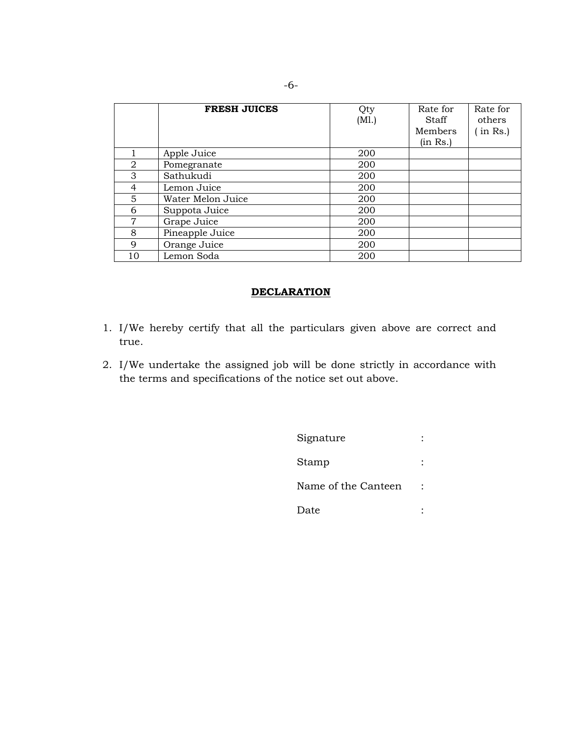| | **FRESH JUICES** | Qty (Ml.) | Rate for Staff Members (in Rs.) | Rate for others ( in Rs.) |
|---|---|---|---|---|
| 1 | Apple Juice | 200 | | |
| 2 | Pomegranate | 200 | | |
| 3 | Sathukudi | 200 | | |
| 4 | Lemon Juice | 200 | | |
| 5 | Water Melon Juice | 200 | | |
| 6 | Suppota Juice | 200 | | |
| 7 | Grape Juice | 200 | | |
| 8 | Pineapple Juice | 200 | | |
| 9 | Orange Juice | 200 | | |
| 10 | Lemon Soda | 200 | | |

## DECLARATION

1. I/We hereby certify that all the particulars given above are correct and true.
2. I/We undertake the assigned job will be done strictly in accordance with the terms and specifications of the notice set out above.

Signature :

Stamp :

Name of the Canteen :

Date :